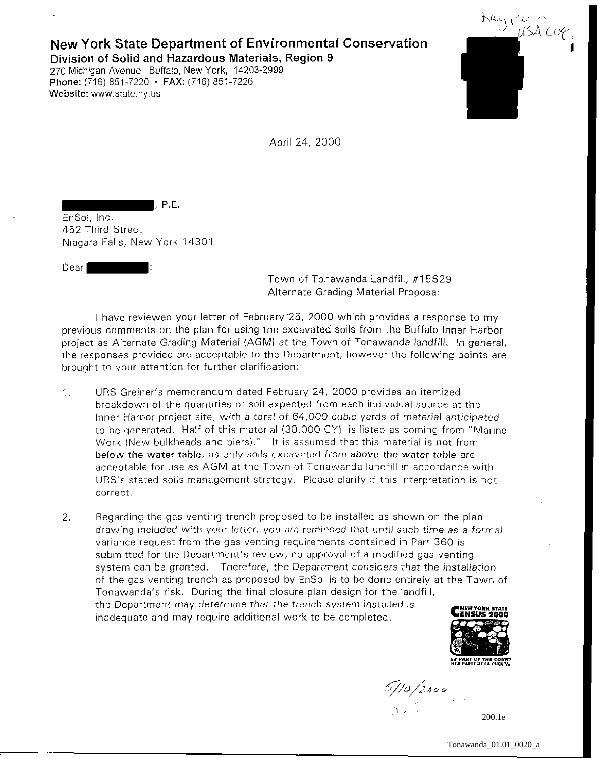# New York State Department of Environmental Conservation

**Division of Solid and Hazardous Materials, Region 9**
270 Michigan Avenue, Buffalo, New York, 14203-2999
**Phone:** (716) 851-7220 • **FAX:** (716) 851-7226
**Website:** www.state.ny.us

April 24, 2000

█████████, P.E.
EnSol, Inc.
452 Third Street
Niagara Falls, New York 14301

Dear █████████:

Town of Tonawanda Landfill, #15S29
Alternate Grading Material Proposal

I have reviewed your letter of February 25, 2000 which provides a response to my previous comments on the plan for using the excavated soils from the Buffalo Inner Harbor project as Alternate Grading Material (AGM) at the Town of Tonawanda landfill. In general, the responses provided are acceptable to the Department, however the following points are brought to your attention for further clarification:

1. URS Greiner's memorandum dated February 24, 2000 provides an itemized breakdown of the quantities of soil expected from each individual source at the Inner Harbor project site, with a total of 64,000 cubic yards of material anticipated to be generated. Half of this material (30,000 CY) is listed as coming from "Marine Work (New bulkheads and piers)." It is assumed that this material is **not** from **below the water table**, as only soils excavated from **above the water table** are acceptable for use as AGM at the Town of Tonawanda landfill in accordance with URS's stated soils management strategy. Please clarify if this interpretation is not correct.

2. Regarding the gas venting trench proposed to be installed as shown on the plan drawing included with your letter, you are reminded that until such time as a formal variance request from the gas venting requirements contained in Part 360 is submitted for the Department's review, no approval of a modified gas venting system can be granted. Therefore, the Department considers that the installation of the gas venting trench as proposed by EnSol is to be done entirely at the Town of Tonawanda's risk. During the final closure plan design for the landfill, the Department may determine that the trench system installed is inadequate and may require additional work to be completed.

5/10/2000

200.1e

Tonawanda_01.01_0020_a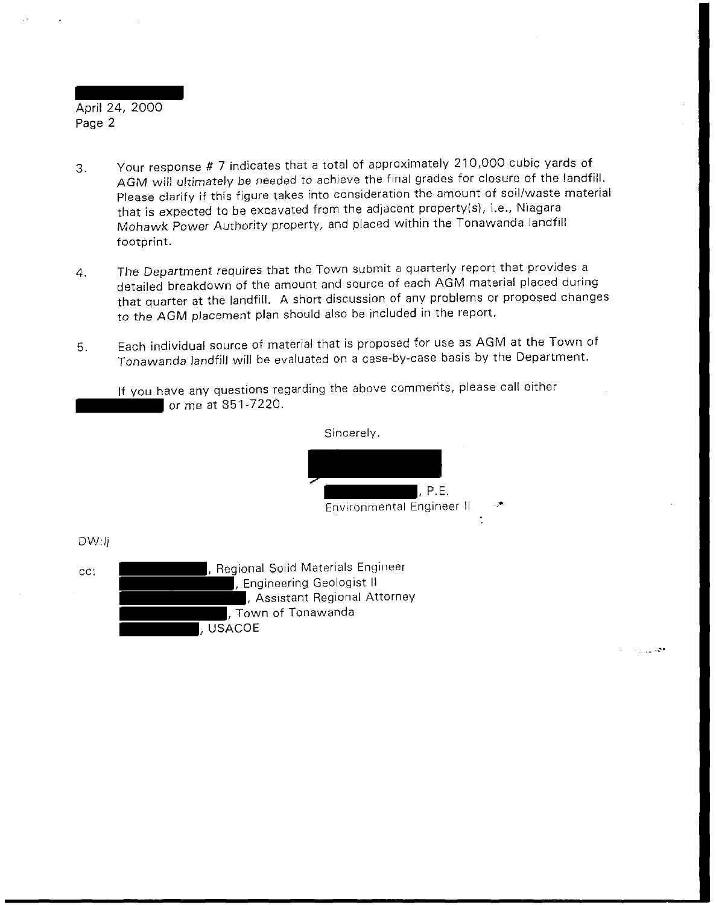April 24, 2000
Page 2

3. Your response # 7 indicates that a total of approximately 210,000 cubic yards of AGM will ultimately be needed to achieve the final grades for closure of the landfill. Please clarify if this figure takes into consideration the amount of soil/waste material that is expected to be excavated from the adjacent property(s), i.e., Niagara Mohawk Power Authority property, and placed within the Tonawanda landfill footprint.

4. The Department requires that the Town submit a quarterly report that provides a detailed breakdown of the amount and source of each AGM material placed during that quarter at the landfill. A short discussion of any problems or proposed changes to the AGM placement plan should also be included in the report.

5. Each individual source of material that is proposed for use as AGM at the Town of Tonawanda landfill will be evaluated on a case-by-case basis by the Department.

If you have any questions regarding the above comments, please call either [REDACTED] or me at 851-7220.

Sincerely,

[REDACTED]

[REDACTED], P.E.
Environmental Engineer II

DW:lj

cc: [REDACTED], Regional Solid Materials Engineer
[REDACTED], Engineering Geologist II
[REDACTED], Assistant Regional Attorney
[REDACTED], Town of Tonawanda
[REDACTED], USACOE